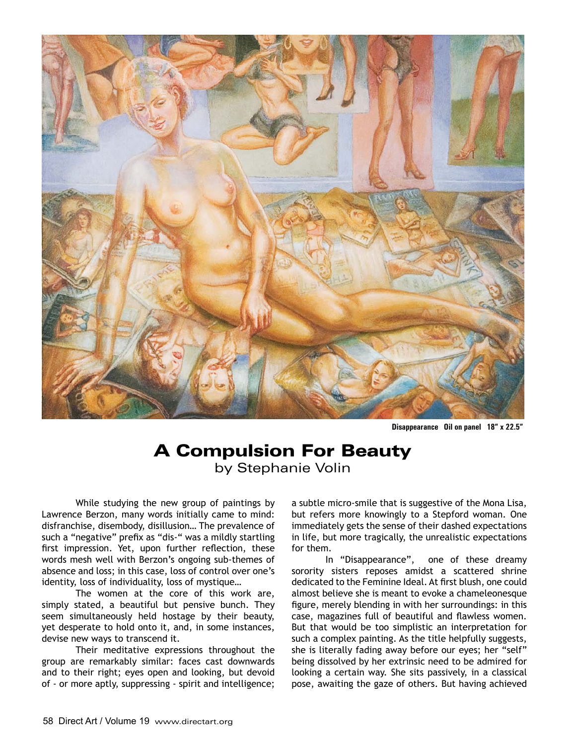Disappearance Oil on panel 18″ x 22.5″

# A Compulsion For Beauty

by Stephanie Volin

While studying the new group of paintings by Lawrence Berzon, many words initially came to mind: disfranchise, disembody, disillusion… The prevalence of such a "negative" prefix as "dis-" was a mildly startling first impression. Yet, upon further reflection, these words mesh well with Berzon's ongoing sub-themes of absence and loss; in this case, loss of control over one's identity, loss of individuality, loss of mystique…

The women at the core of this work are, simply stated, a beautiful but pensive bunch. They seem simultaneously held hostage by their beauty, yet desperate to hold onto it, and, in some instances, devise new ways to transcend it.

Their meditative expressions throughout the group are remarkably similar: faces cast downwards and to their right; eyes open and looking, but devoid of - or more aptly, suppressing - spirit and intelligence; a subtle micro-smile that is suggestive of the Mona Lisa, but refers more knowingly to a Stepford woman. One immediately gets the sense of their dashed expectations in life, but more tragically, the unrealistic expectations for them.

In "Disappearance", one of these dreamy sorority sisters reposes amidst a scattered shrine dedicated to the Feminine Ideal. At first blush, one could almost believe she is meant to evoke a chameleonesque figure, merely blending in with her surroundings: in this case, magazines full of beautiful and flawless women. But that would be too simplistic an interpretation for such a complex painting. As the title helpfully suggests, she is literally fading away before our eyes; her "self" being dissolved by her extrinsic need to be admired for looking a certain way. She sits passively, in a classical pose, awaiting the gaze of others. But having achieved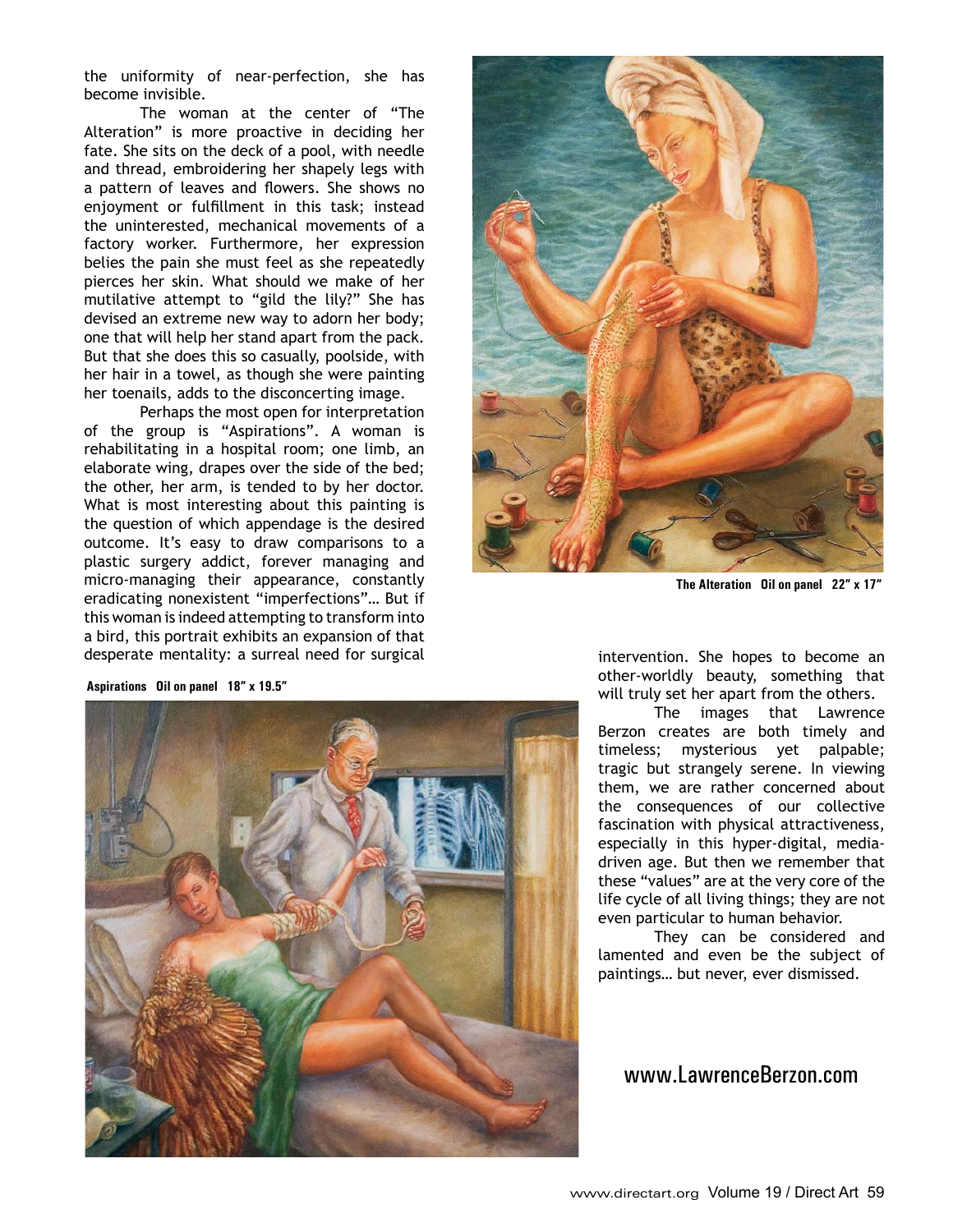the uniformity of near-perfection, she has become invisible.

The woman at the center of "The Alteration" is more proactive in deciding her fate. She sits on the deck of a pool, with needle and thread, embroidering her shapely legs with a pattern of leaves and flowers. She shows no enjoyment or fulfillment in this task; instead the uninterested, mechanical movements of a factory worker. Furthermore, her expression belies the pain she must feel as she repeatedly pierces her skin. What should we make of her mutilative attempt to "gild the lily?" She has devised an extreme new way to adorn her body; one that will help her stand apart from the pack. But that she does this so casually, poolside, with her hair in a towel, as though she were painting her toenails, adds to the disconcerting image.

Perhaps the most open for interpretation of the group is "Aspirations". A woman is rehabilitating in a hospital room; one limb, an elaborate wing, drapes over the side of the bed; the other, her arm, is tended to by her doctor. What is most interesting about this painting is the question of which appendage is the desired outcome. It's easy to draw comparisons to a plastic surgery addict, forever managing and micro-managing their appearance, constantly eradicating nonexistent "imperfections"… But if this woman is indeed attempting to transform into a bird, this portrait exhibits an expansion of that desperate mentality: a surreal need for surgical intervention. She hopes to become an other-worldly beauty, something that will truly set her apart from the others.

**The Alteration   Oil on panel   22" x 17"**

**Aspirations   Oil on panel   18" x 19.5"**

The images that Lawrence Berzon creates are both timely and timeless; mysterious yet palpable; tragic but strangely serene. In viewing them, we are rather concerned about the consequences of our collective fascination with physical attractiveness, especially in this hyper-digital, media-driven age. But then we remember that these "values" are at the very core of the life cycle of all living things; they are not even particular to human behavior.

They can be considered and lamented and even be the subject of paintings… but never, ever dismissed.

www.LawrenceBerzon.com